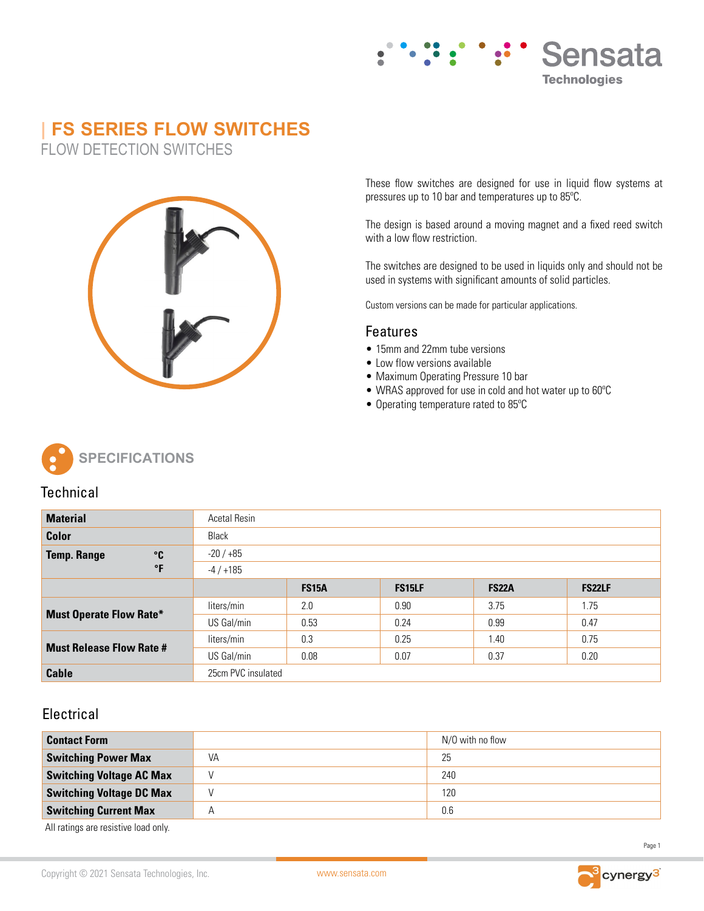# FS SERIES FLOW SWITCHES

FLOW DETECTION SWITCHES

These flow switches are designed for use in liquid flow systems at pressures up to 10 bar and temperatures up to 85ºC.

The design is based around a moving magnet and a fixed reed switch with a low flow restriction.

The switches are designed to be used in liquids only and should not be used in systems with significant amounts of solid particles.

Custom versions can be made for particular applications.

## Features

- 15mm and 22mm tube versions
- Low flow versions available
- Maximum Operating Pressure 10 bar
- WRAS approved for use in cold and hot water up to 60ºC
- Operating temperature rated to 85ºC

## SPECIFICATIONS

### Technical

| | | | | | |
|---|---|---|---|---|---|
| **Material** | Acetal Resin | | | | |
| **Color** | Black | | | | |
| **Temp. Range °C** | -20 / +85 | | | | |
| **Temp. Range °F** | -4 / +185 | | | | |
| | | **FS15A** | **FS15LF** | **FS22A** | **FS22LF** |
| **Must Operate Flow Rate*** | liters/min | 2.0 | 0.90 | 3.75 | 1.75 |
| | US Gal/min | 0.53 | 0.24 | 0.99 | 0.47 |
| **Must Release Flow Rate #** | liters/min | 0.3 | 0.25 | 1.40 | 0.75 |
| | US Gal/min | 0.08 | 0.07 | 0.37 | 0.20 |
| **Cable** | 25cm PVC insulated | | | | |

### Electrical

| | | |
|---|---|---|
| **Contact Form** | | N/O with no flow |
| **Switching Power Max** | VA | 25 |
| **Switching Voltage AC Max** | V | 240 |
| **Switching Voltage DC Max** | V | 120 |
| **Switching Current Max** | A | 0.6 |

All ratings are resistive load only.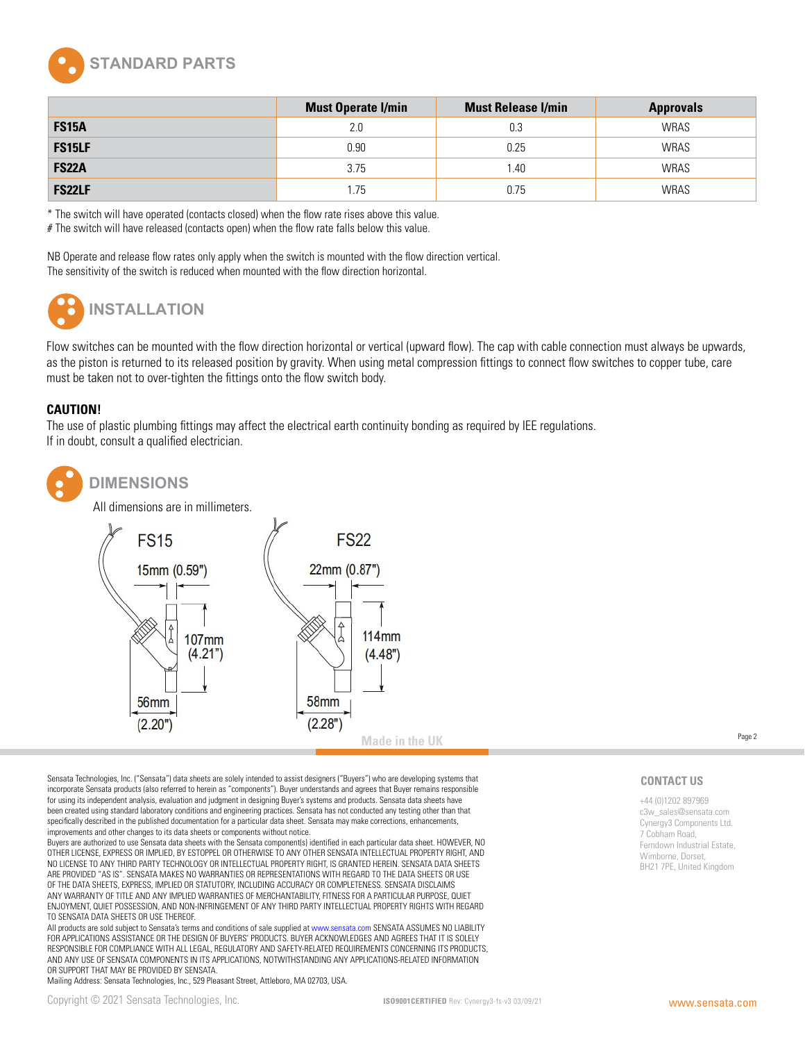## STANDARD PARTS

| | Must Operate l/min | Must Release l/min | Approvals |
|---|---|---|---|
| **FS15A** | 2.0 | 0.3 | WRAS |
| **FS15LF** | 0.90 | 0.25 | WRAS |
| **FS22A** | 3.75 | 1.40 | WRAS |
| **FS22LF** | 1.75 | 0.75 | WRAS |

* The switch will have operated (contacts closed) when the flow rate rises above this value.
# The switch will have released (contacts open) when the flow rate falls below this value.

NB Operate and release flow rates only apply when the switch is mounted with the flow direction vertical.
The sensitivity of the switch is reduced when mounted with the flow direction horizontal.

## INSTALLATION

Flow switches can be mounted with the flow direction horizontal or vertical (upward flow). The cap with cable connection must always be upwards, as the piston is returned to its released position by gravity. When using metal compression fittings to connect flow switches to copper tube, care must be taken not to over-tighten the fittings onto the flow switch body.

**CAUTION!**
The use of plastic plumbing fittings may affect the electrical earth continuity bonding as required by IEE regulations.
If in doubt, consult a qualified electrician.

## DIMENSIONS

All dimensions are in millimeters.

FS15
15mm (0.59")
107mm (4.21")
56mm (2.20")

FS22
22mm (0.87")
114mm (4.48")
58mm (2.28")

Made in the UK

Sensata Technologies, Inc. ("Sensata") data sheets are solely intended to assist designers ("Buyers") who are developing systems that incorporate Sensata products (also referred to herein as "components"). Buyer understands and agrees that Buyer remains responsible for using its independent analysis, evaluation and judgment in designing Buyer's systems and products. Sensata data sheets have been created using standard laboratory conditions and engineering practices. Sensata has not conducted any testing other than that specifically described in the published documentation for a particular data sheet. Sensata may make corrections, enhancements, improvements and other changes to its data sheets or components without notice.
Buyers are authorized to use Sensata data sheets with the Sensata component(s) identified in each particular data sheet. HOWEVER, NO OTHER LICENSE, EXPRESS OR IMPLIED, BY ESTOPPEL OR OTHERWISE TO ANY OTHER SENSATA INTELLECTUAL PROPERTY RIGHT, AND NO LICENSE TO ANY THIRD PARTY TECHNOLOGY OR INTELLECTUAL PROPERTY RIGHT, IS GRANTED HEREIN. SENSATA DATA SHEETS ARE PROVIDED "AS IS". SENSATA MAKES NO WARRANTIES OR REPRESENTATIONS WITH REGARD TO THE DATA SHEETS OR USE OF THE DATA SHEETS, EXPRESS, IMPLIED OR STATUTORY, INCLUDING ACCURACY OR COMPLETENESS. SENSATA DISCLAIMS ANY WARRANTY OF TITLE AND ANY IMPLIED WARRANTIES OF MERCHANTABILITY, FITNESS FOR A PARTICULAR PURPOSE, QUIET ENJOYMENT, QUIET POSSESSION, AND NON-INFRINGEMENT OF ANY THIRD PARTY INTELLECTUAL PROPERTY RIGHTS WITH REGARD TO SENSATA DATA SHEETS OR USE THEREOF.
All products are sold subject to Sensata's terms and conditions of sale supplied at www.sensata.com SENSATA ASSUMES NO LIABILITY FOR APPLICATIONS ASSISTANCE OR THE DESIGN OF BUYERS' PRODUCTS. BUYER ACKNOWLEDGES AND AGREES THAT IT IS SOLELY RESPONSIBLE FOR COMPLIANCE WITH ALL LEGAL, REGULATORY AND SAFETY-RELATED REQUIREMENTS CONCERNING ITS PRODUCTS, AND ANY USE OF SENSATA COMPONENTS IN ITS APPLICATIONS, NOTWITHSTANDING ANY APPLICATIONS-RELATED INFORMATION OR SUPPORT THAT MAY BE PROVIDED BY SENSATA.
Mailing Address: Sensata Technologies, Inc., 529 Pleasant Street, Attleboro, MA 02703, USA.

**CONTACT US**

+44 (0)1202 897969
c3w_sales@sensata.com
Cynergy3 Components Ltd.
7 Cobham Road,
Ferndown Industrial Estate,
Wimborne, Dorset,
BH21 7PE, United Kingdom

Copyright © 2021 Sensata Technologies, Inc.

**ISO9001CERTIFIED** Rev: Cynergy3-fs-v3 03/09/21

www.sensata.com